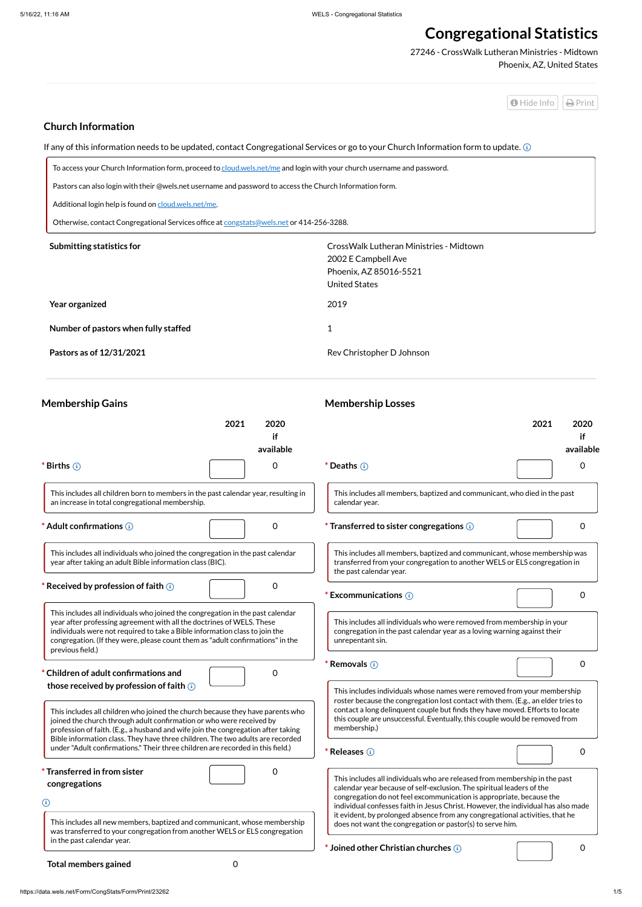# Congregational Statistics

27246 - CrossWalk Lutheran Ministries - Midtown
Phoenix, AZ, United States

Hide Info | Print

## Church Information

If any of this information needs to be updated, contact Congregational Services or go to your Church Information form to update.

> To access your Church Information form, proceed to cloud.wels.net/me and login with your church username and password.
>
> Pastors can also login with their @wels.net username and password to access the Church Information form.
>
> Additional login help is found on cloud.wels.net/me.
>
> Otherwise, contact Congregational Services office at congstats@wels.net or 414-256-3288.

| | |
|---|---|
| **Submitting statistics for** | CrossWalk Lutheran Ministries - Midtown<br>2002 E Campbell Ave<br>Phoenix, AZ 85016-5521<br>United States |
| **Year organized** | 2019 |
| **Number of pastors when fully staffed** | 1 |
| **Pastors as of 12/31/2021** | Rev Christopher D Johnson |

## Membership Gains

| | 2021 | 2020 if available |
|---|---|---|
| * **Births** | | 0 |

> This includes all children born to members in the past calendar year, resulting in an increase in total congregational membership.

| | 2021 | 2020 if available |
|---|---|---|
| * **Adult confirmations** | | 0 |

> This includes all individuals who joined the congregation in the past calendar year after taking an adult Bible information class (BIC).

| | 2021 | 2020 if available |
|---|---|---|
| * **Received by profession of faith** | | 0 |

> This includes all individuals who joined the congregation in the past calendar year after professing agreement with all the doctrines of WELS. These individuals were not required to take a Bible information class to join the congregation. (If they were, please count them as "adult confirmations" in the previous field.)

| | 2021 | 2020 if available |
|---|---|---|
| * **Children of adult confirmations and those received by profession of faith** | | 0 |

> This includes all children who joined the church because they have parents who joined the church through adult confirmation or who were received by profession of faith. (E.g., a husband and wife join the congregation after taking Bible information class. They have three children. The two adults are recorded under "Adult confirmations." Their three children are recorded in this field.)

| | 2021 | 2020 if available |
|---|---|---|
| * **Transferred in from sister congregations** | | 0 |

> This includes all new members, baptized and communicant, whose membership was transferred to your congregation from another WELS or ELS congregation in the past calendar year.

**Total members gained** 0

## Membership Losses

| | 2021 | 2020 if available |
|---|---|---|
| * **Deaths** | | 0 |

> This includes all members, baptized and communicant, who died in the past calendar year.

| | 2021 | 2020 if available |
|---|---|---|
| * **Transferred to sister congregations** | | 0 |

> This includes all members, baptized and communicant, whose membership was transferred from your congregation to another WELS or ELS congregation in the past calendar year.

| | 2021 | 2020 if available |
|---|---|---|
| * **Excommunications** | | 0 |

> This includes all individuals who were removed from membership in your congregation in the past calendar year as a loving warning against their unrepentant sin.

| | 2021 | 2020 if available |
|---|---|---|
| * **Removals** | | 0 |

> This includes individuals whose names were removed from your membership roster because the congregation lost contact with them. (E.g., an elder tries to contact a long delinquent couple but finds they have moved. Efforts to locate this couple are unsuccessful. Eventually, this couple would be removed from membership.)

| | 2021 | 2020 if available |
|---|---|---|
| * **Releases** | | 0 |

> This includes all individuals who are released from membership in the past calendar year because of self-exclusion. The spiritual leaders of the congregation do not feel excommunication is appropriate, because the individual confesses faith in Jesus Christ. However, the individual has also made it evident, by prolonged absence from any congregational activities, that he does not want the congregation or pastor(s) to serve him.

| | 2021 | 2020 if available |
|---|---|---|
| * **Joined other Christian churches** | | 0 |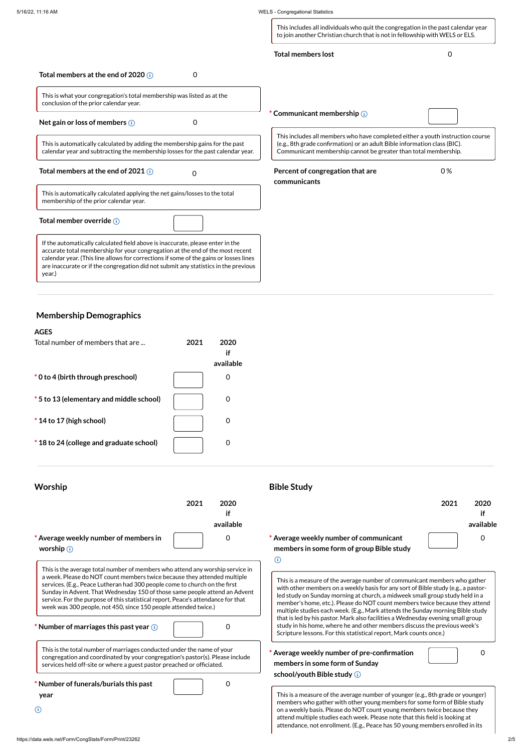This includes all individuals who quit the congregation in the past calendar year to join another Christian church that is not in fellowship with WELS or ELS.

**Total members lost** 0

**Total members at the end of 2020** 0

This is what your congregation's total membership was listed as at the conclusion of the prior calendar year.

**Net gain or loss of members** 0

This is automatically calculated by adding the membership gains for the past calendar year and subtracting the membership losses for the past calendar year.

**Total members at the end of 2021** 0

This is automatically calculated applying the net gains/losses to the total membership of the prior calendar year.

**Total member override**

If the automatically calculated field above is inaccurate, please enter in the accurate total membership for your congregation at the end of the most recent calendar year. (This line allows for corrections if some of the gains or losses lines are inaccurate or if the congregation did not submit any statistics in the previous year.)

* **Communicant membership**

This includes all members who have completed either a youth instruction course (e.g., 8th grade confirmation) or an adult Bible information class (BIC). Communicant membership cannot be greater than total membership.

**Percent of congregation that are communicants** 0 %

## Membership Demographics

### AGES

| Total number of members that are ... | 2021 | 2020 if available |
|---|---|---|
| * **0 to 4 (birth through preschool)** | | 0 |
| * **5 to 13 (elementary and middle school)** | | 0 |
| * **14 to 17 (high school)** | | 0 |
| * **18 to 24 (college and graduate school)** | | 0 |

## Worship

| | 2021 | 2020 if available |
|---|---|---|
| * **Average weekly number of members in worship** | | 0 |

This is the average total number of members who attend any worship service in a week. Please do NOT count members twice because they attended multiple services. (E.g., Peace Lutheran had 300 people come to church on the first Sunday in Advent. That Wednesday 150 of those same people attend an Advent service. For the purpose of this statistical report, Peace's attendance for that week was 300 people, not 450, since 150 people attended twice.)

| | 2021 | 2020 if available |
|---|---|---|
| * **Number of marriages this past year** | | 0 |

This is the total number of marriages conducted under the name of your congregation and coordinated by your congregation's pastor(s). Please include services held off-site or where a guest pastor preached or officiated.

| | 2021 | 2020 if available |
|---|---|---|
| * **Number of funerals/burials this past year** | | 0 |

## Bible Study

| | 2021 | 2020 if available |
|---|---|---|
| * **Average weekly number of communicant members in some form of group Bible study** | | 0 |

This is a measure of the average number of communicant members who gather with other members on a weekly basis for any sort of Bible study (e.g., a pastor-led study on Sunday morning at church, a midweek small group study held in a member's home, etc.). Please do NOT count members twice because they attend multiple studies each week. (E.g., Mark attends the Sunday morning Bible study that is led by his pastor. Mark also facilities a Wednesday evening small group study in his home, where he and other members discuss the previous week's Scripture lessons. For this statistical report, Mark counts once.)

| | 2021 | 2020 if available |
|---|---|---|
| * **Average weekly number of pre-confirmation members in some form of Sunday school/youth Bible study** | | 0 |

This is a measure of the average number of younger (e.g., 8th grade or younger) members who gather with other young members for some form of Bible study on a weekly basis. Please do NOT count young members twice because they attend multiple studies each week. Please note that this field is looking at attendance, not enrollment. (E.g., Peace has 50 young members enrolled in its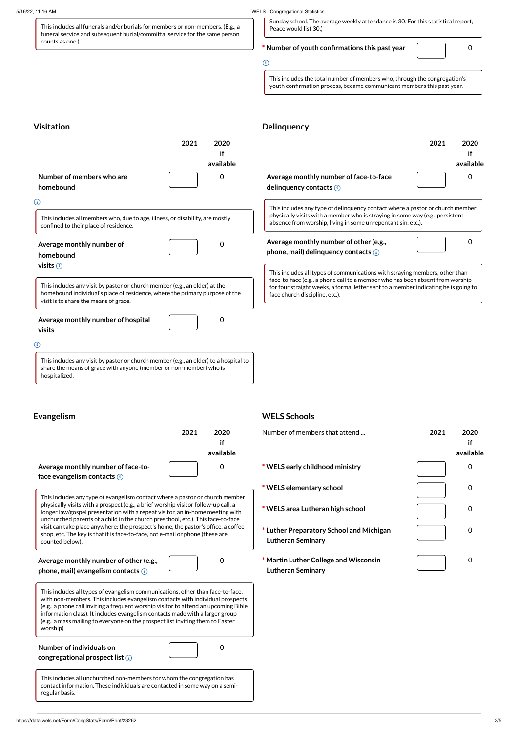This includes all funerals and/or burials for members or non-members. (E.g., a funeral service and subsequent burial/committal service for the same person counts as one.)

Sunday school. The average weekly attendance is 30. For this statistical report, Peace would list 30.)

\* **Number of youth confirmations this past year** | 0

This includes the total number of members who, through the congregation's youth confirmation process, became communicant members this past year.

## Visitation

| | 2021 | 2020 if available |
|---|---|---|
| **Number of members who are homebound** | | 0 |

This includes all members who, due to age, illness, or disability, are mostly confined to their place of residence.

| | 2021 | 2020 if available |
|---|---|---|
| **Average monthly number of homebound visits** | | 0 |

This includes any visit by pastor or church member (e.g., an elder) at the homebound individual's place of residence, where the primary purpose of the visit is to share the means of grace.

| | 2021 | 2020 if available |
|---|---|---|
| **Average monthly number of hospital visits** | | 0 |

This includes any visit by pastor or church member (e.g., an elder) to a hospital to share the means of grace with anyone (member or non-member) who is hospitalized.

## Delinquency

| | 2021 | 2020 if available |
|---|---|---|
| **Average monthly number of face-to-face delinquency contacts** | | 0 |

This includes any type of delinquency contact where a pastor or church member physically visits with a member who is straying in some way (e.g., persistent absence from worship, living in some unrepentant sin, etc.).

| | 2021 | 2020 if available |
|---|---|---|
| **Average monthly number of other (e.g., phone, mail) delinquency contacts** | | 0 |

This includes all types of communications with straying members, other than face-to-face (e.g., a phone call to a member who has been absent from worship for four straight weeks, a formal letter sent to a member indicating he is going to face church discipline, etc.).

## Evangelism

| | 2021 | 2020 if available |
|---|---|---|
| **Average monthly number of face-to-face evangelism contacts** | | 0 |

This includes any type of evangelism contact where a pastor or church member physically visits with a prospect (e.g., a brief worship visitor follow-up call, a longer law/gospel presentation with a repeat visitor, an in-home meeting with unchurched parents of a child in the church preschool, etc.). This face-to-face visit can take place anywhere: the prospect's home, the pastor's office, a coffee shop, etc. The key is that it is face-to-face, not e-mail or phone (these are counted below).

| | 2021 | 2020 if available |
|---|---|---|
| **Average monthly number of other (e.g., phone, mail) evangelism contacts** | | 0 |

This includes all types of evangelism communications, other than face-to-face, with non-members. This includes evangelism contacts with individual prospects (e.g., a phone call inviting a frequent worship visitor to attend an upcoming Bible information class). It includes evangelism contacts made with a larger group (e.g., a mass mailing to everyone on the prospect list inviting them to Easter worship).

| | 2021 | 2020 if available |
|---|---|---|
| **Number of individuals on congregational prospect list** | | 0 |

This includes all unchurched non-members for whom the congregation has contact information. These individuals are contacted in some way on a semi-regular basis.

## WELS Schools

| Number of members that attend ... | 2021 | 2020 if available |
|---|---|---|
| \* **WELS early childhood ministry** | | 0 |
| \* **WELS elementary school** | | 0 |
| \* **WELS area Lutheran high school** | | 0 |
| \* **Luther Preparatory School and Michigan Lutheran Seminary** | | 0 |
| \* **Martin Luther College and Wisconsin Lutheran Seminary** | | 0 |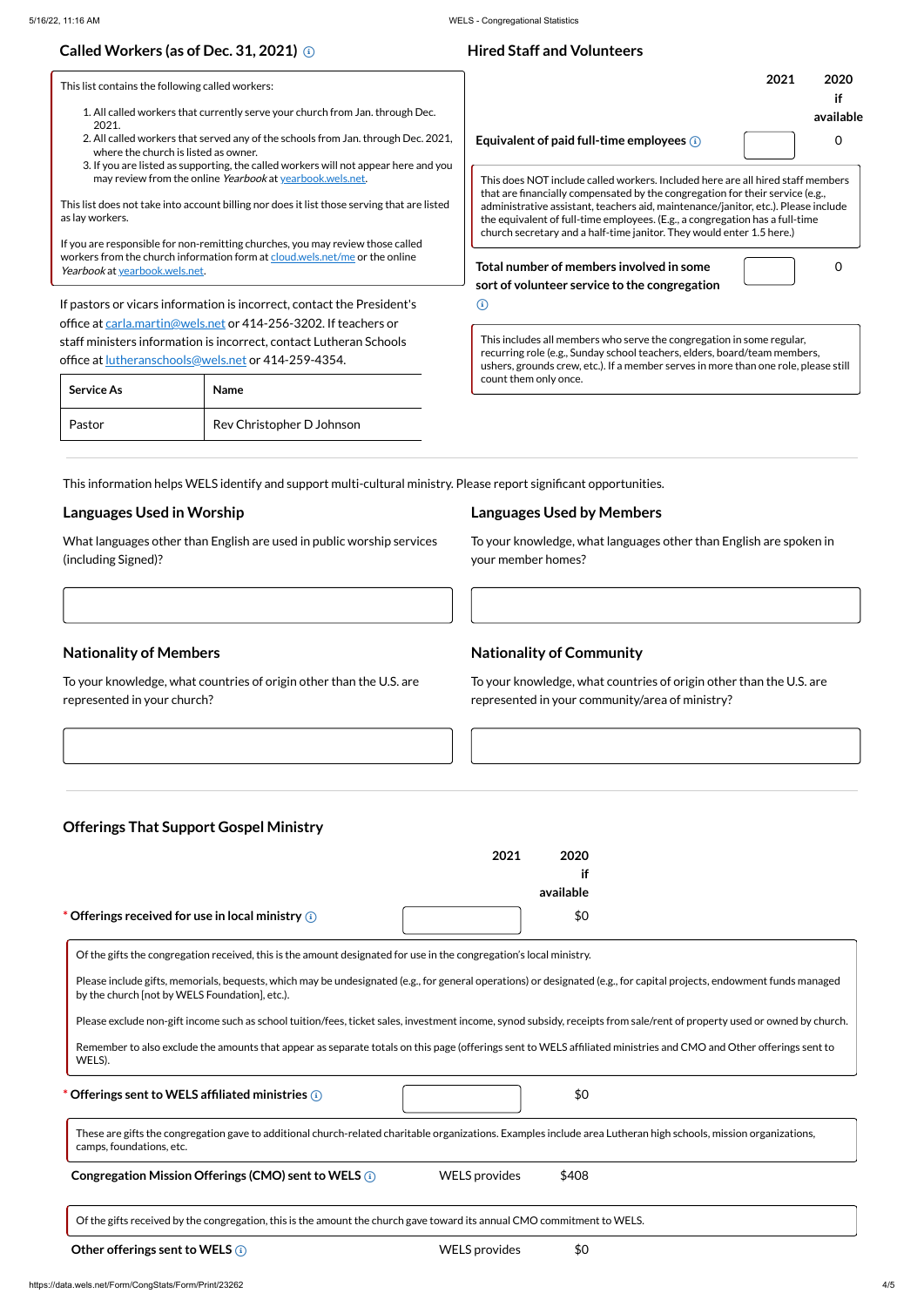## Called Workers (as of Dec. 31, 2021)

This list contains the following called workers:

1. All called workers that currently serve your church from Jan. through Dec. 2021.
2. All called workers that served any of the schools from Jan. through Dec. 2021, where the church is listed as owner.
3. If you are listed as supporting, the called workers will not appear here and you may review from the online *Yearbook* at yearbook.wels.net.

This list does not take into account billing nor does it list those serving that are listed as lay workers.

If you are responsible for non-remitting churches, you may review those called workers from the church information form at cloud.wels.net/me or the online *Yearbook* at yearbook.wels.net.

If pastors or vicars information is incorrect, contact the President's office at carla.martin@wels.net or 414-256-3202. If teachers or staff ministers information is incorrect, contact Lutheran Schools office at lutheranschools@wels.net or 414-259-4354.

| Service As | Name |
|---|---|
| Pastor | Rev Christopher D Johnson |

## Hired Staff and Volunteers

| | 2021 | 2020 if available |
|---|---|---|
| **Equivalent of paid full-time employees** | | 0 |

This does NOT include called workers. Included here are all hired staff members that are financially compensated by the congregation for their service (e.g., administrative assistant, teachers aid, maintenance/janitor, etc.). Please include the equivalent of full-time employees. (E.g., a congregation has a full-time church secretary and a half-time janitor. They would enter 1.5 here.)

| | 2021 | 2020 if available |
|---|---|---|
| **Total number of members involved in some sort of volunteer service to the congregation** | | 0 |

This includes all members who serve the congregation in some regular, recurring role (e.g., Sunday school teachers, elders, board/team members, ushers, grounds crew, etc.). If a member serves in more than one role, please still count them only once.

This information helps WELS identify and support multi-cultural ministry. Please report significant opportunities.

### Languages Used in Worship

What languages other than English are used in public worship services (including Signed)?

### Languages Used by Members

To your knowledge, what languages other than English are spoken in your member homes?

### Nationality of Members

To your knowledge, what countries of origin other than the U.S. are represented in your church?

### Nationality of Community

To your knowledge, what countries of origin other than the U.S. are represented in your community/area of ministry?

## Offerings That Support Gospel Ministry

| | 2021 | 2020 if available |
|---|---|---|
| * **Offerings received for use in local ministry** | | $0 |

Of the gifts the congregation received, this is the amount designated for use in the congregation's local ministry.

Please include gifts, memorials, bequests, which may be undesignated (e.g., for general operations) or designated (e.g., for capital projects, endowment funds managed by the church [not by WELS Foundation], etc.).

Please exclude non-gift income such as school tuition/fees, ticket sales, investment income, synod subsidy, receipts from sale/rent of property used or owned by church.

Remember to also exclude the amounts that appear as separate totals on this page (offerings sent to WELS affiliated ministries and CMO and Other offerings sent to WELS).

| | 2021 | 2020 if available |
|---|---|---|
| * **Offerings sent to WELS affiliated ministries** | | $0 |

These are gifts the congregation gave to additional church-related charitable organizations. Examples include area Lutheran high schools, mission organizations, camps, foundations, etc.

| | 2021 | 2020 if available |
|---|---|---|
| **Congregation Mission Offerings (CMO) sent to WELS** | WELS provides | $408 |

Of the gifts received by the congregation, this is the amount the church gave toward its annual CMO commitment to WELS.

| | 2021 | 2020 if available |
|---|---|---|
| **Other offerings sent to WELS** | WELS provides | $0 |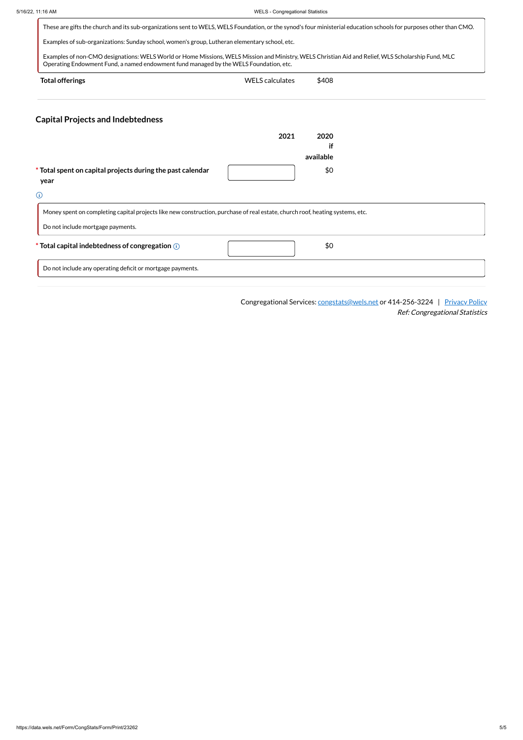These are gifts the church and its sub-organizations sent to WELS, WELS Foundation, or the synod's four ministerial education schools for purposes other than CMO.

Examples of sub-organizations: Sunday school, women's group, Lutheran elementary school, etc.

Examples of non-CMO designations: WELS World or Home Missions, WELS Mission and Ministry, WELS Christian Aid and Relief, WLS Scholarship Fund, MLC Operating Endowment Fund, a named endowment fund managed by the WELS Foundation, etc.

| | | |
|---|---|---|
| **Total offerings** | WELS calculates | $408 |

## Capital Projects and Indebtedness

| | 2021 | 2020 if available |
|---|---|---|
| * **Total spent on capital projects during the past calendar year** | | $0 |

Money spent on completing capital projects like new construction, purchase of real estate, church roof, heating systems, etc.

Do not include mortgage payments.

| | 2021 | 2020 if available |
|---|---|---|
| * **Total capital indebtedness of congregation** | | $0 |

Do not include any operating deficit or mortgage payments.

Congregational Services: congstats@wels.net or 414-256-3224 | Privacy Policy

*Ref: Congregational Statistics*